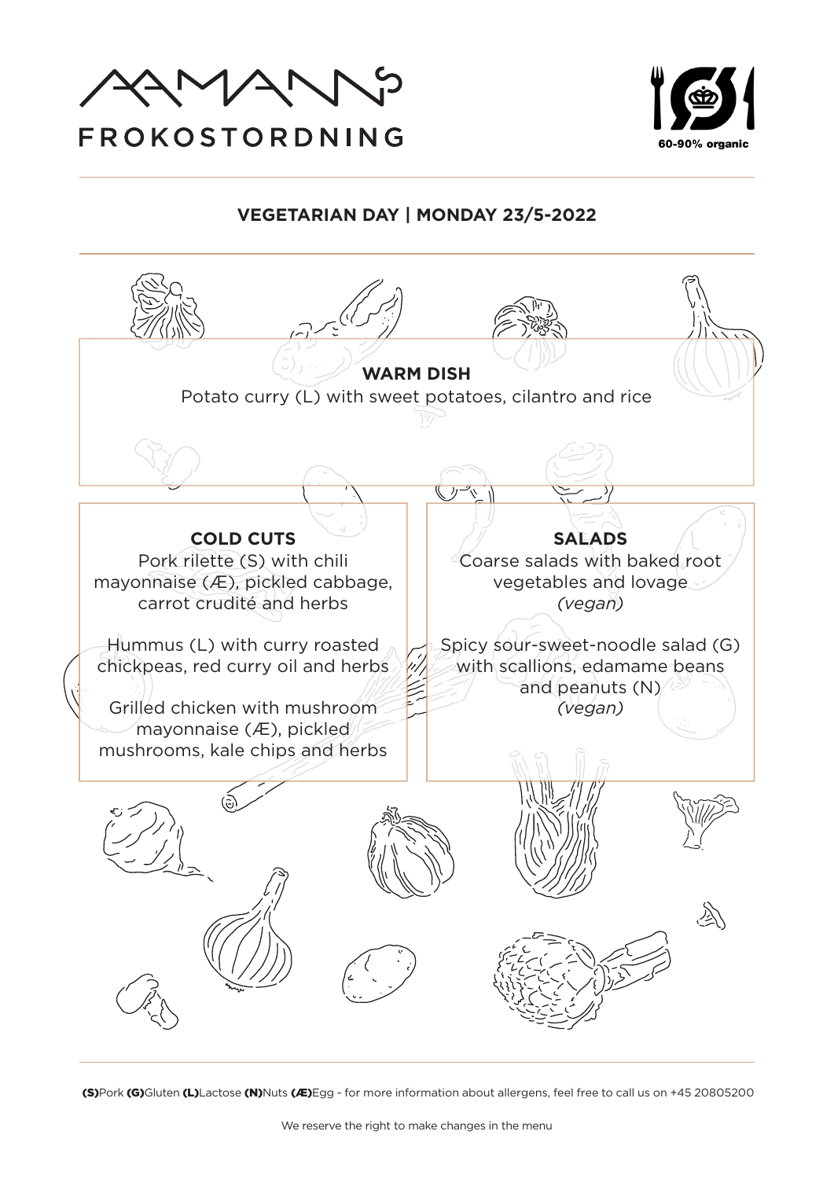# AAMANNS FROKOSTORDNING

60-90% organic

## VEGETARIAN DAY | MONDAY 23/5-2022

### WARM DISH

Potato curry (L) with sweet potatoes, cilantro and rice

### COLD CUTS

Pork rilette (S) with chili mayonnaise (Æ), pickled cabbage, carrot crudité and herbs

Hummus (L) with curry roasted chickpeas, red curry oil and herbs

Grilled chicken with mushroom mayonnaise (Æ), pickled mushrooms, kale chips and herbs

### SALADS

Coarse salads with baked root vegetables and lovage *(vegan)*

Spicy sour-sweet-noodle salad (G) with scallions, edamame beans and peanuts (N) *(vegan)*

**(S)**Pork **(G)**Gluten **(L)**Lactose **(N)**Nuts **(Æ)**Egg - for more information about allergens, feel free to call us on +45 20805200

We reserve the right to make changes in the menu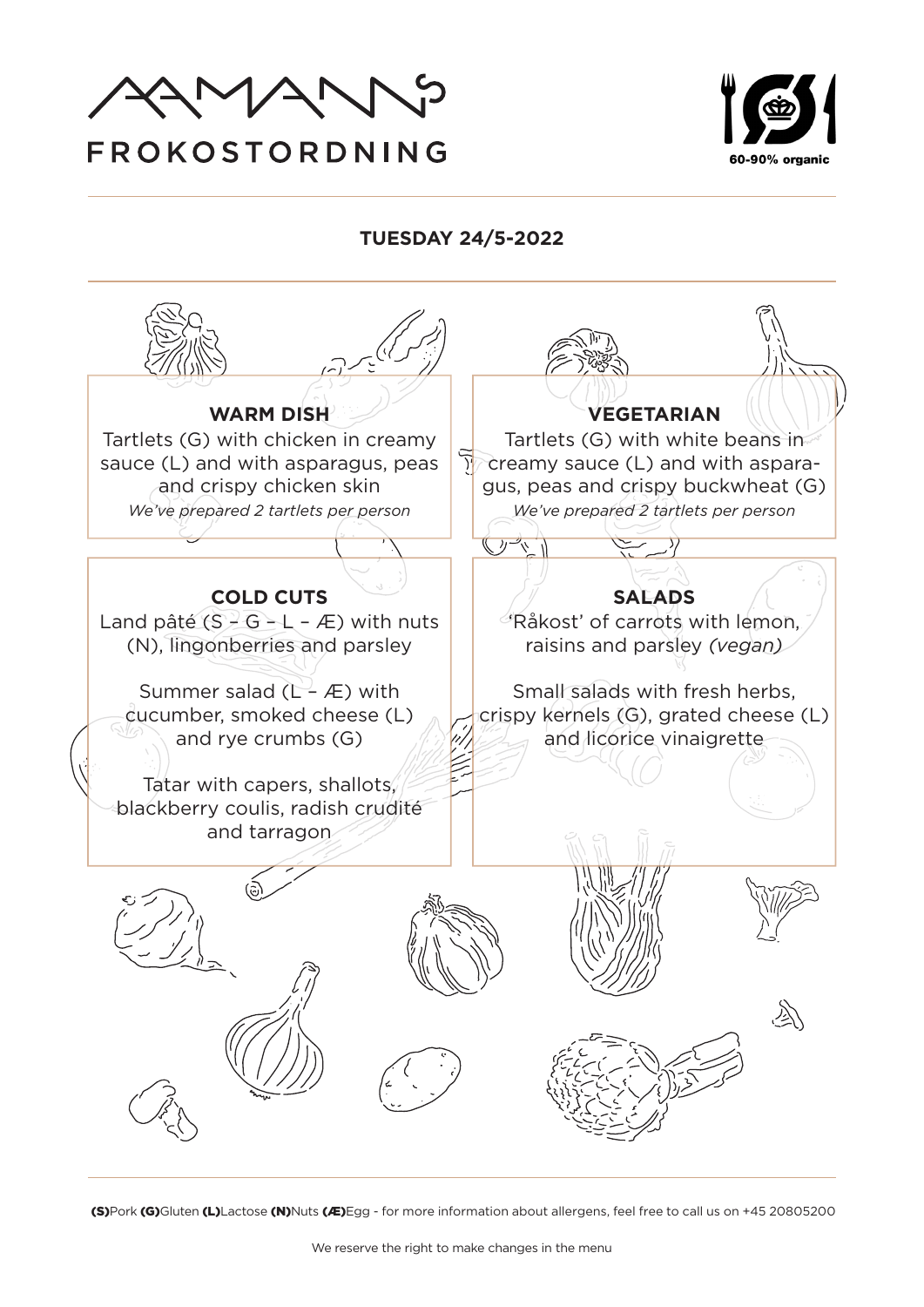# AAMANNS FROKOSTORDNING

60-90% organic

## TUESDAY 24/5-2022

### WARM DISH

Tartlets (G) with chicken in creamy sauce (L) and with asparagus, peas and crispy chicken skin

*We've prepared 2 tartlets per person*

### VEGETARIAN

Tartlets (G) with white beans in creamy sauce (L) and with asparagus, peas and crispy buckwheat (G)

*We've prepared 2 tartlets per person*

### COLD CUTS

Land pâté (S – G – L – Æ) with nuts (N), lingonberries and parsley

Summer salad (L – Æ) with cucumber, smoked cheese (L) and rye crumbs (G)

Tatar with capers, shallots, blackberry coulis, radish crudité and tarragon

### SALADS

'Råkost' of carrots with lemon, raisins and parsley *(vegan)*

Small salads with fresh herbs, crispy kernels (G), grated cheese (L) and licorice vinaigrette

**(S)**Pork **(G)**Gluten **(L)**Lactose **(N)**Nuts **(Æ)**Egg - for more information about allergens, feel free to call us on +45 20805200

We reserve the right to make changes in the menu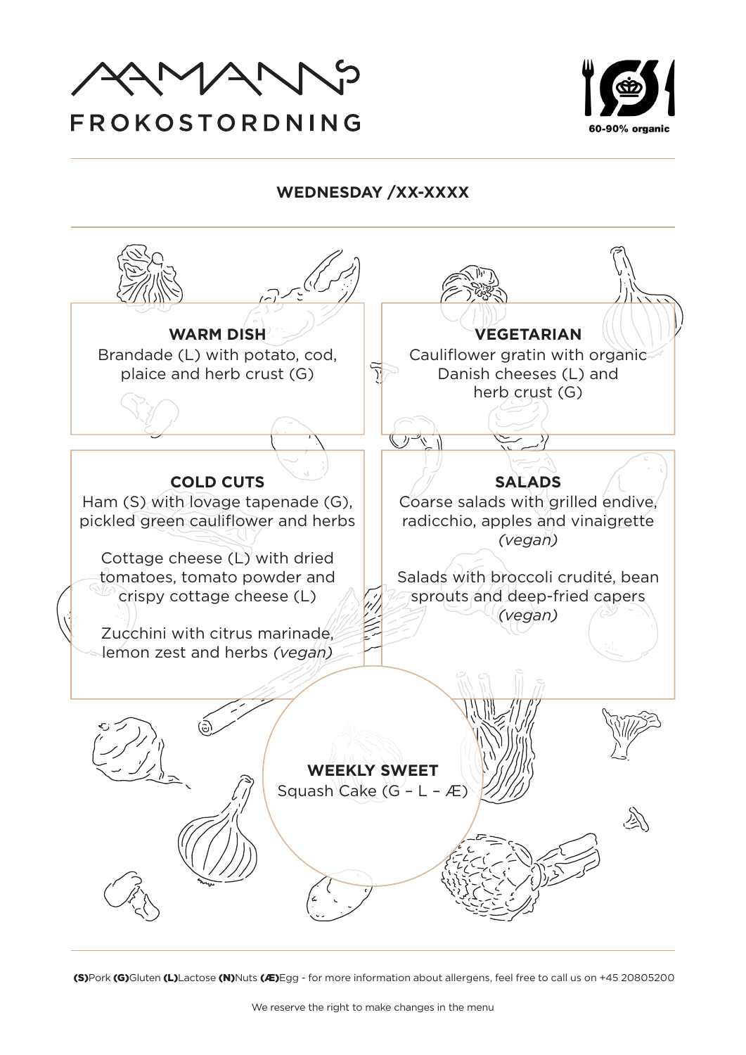# AAMANNS FROKOSTORDNING

60-90% organic

## WEDNESDAY /XX-XXXX

### WARM DISH

Brandade (L) with potato, cod, plaice and herb crust (G)

### VEGETARIAN

Cauliflower gratin with organic Danish cheeses (L) and herb crust (G)

### COLD CUTS

Ham (S) with lovage tapenade (G), pickled green cauliflower and herbs

Cottage cheese (L) with dried tomatoes, tomato powder and crispy cottage cheese (L)

Zucchini with citrus marinade, lemon zest and herbs *(vegan)*

### SALADS

Coarse salads with grilled endive, radicchio, apples and vinaigrette *(vegan)*

Salads with broccoli crudité, bean sprouts and deep-fried capers *(vegan)*

### WEEKLY SWEET

Squash Cake (G – L – Æ)

**(S)**Pork **(G)**Gluten **(L)**Lactose **(N)**Nuts **(Æ)**Egg - for more information about allergens, feel free to call us on +45 20805200

We reserve the right to make changes in the menu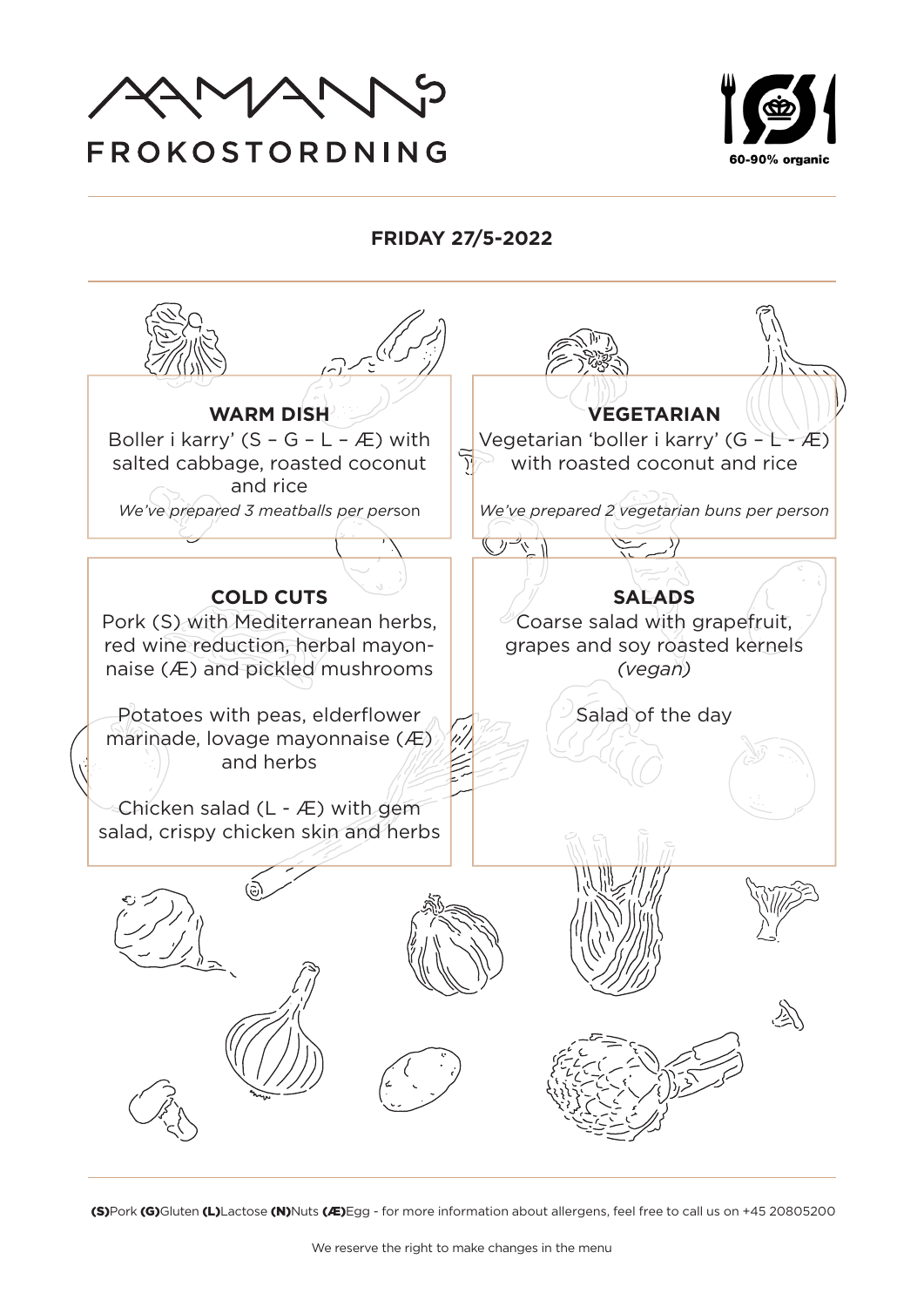# AAMANNS FROKOSTORDNING

60-90% organic

## FRIDAY 27/5-2022

### WARM DISH

Boller i karry' (S – G – L – Æ) with salted cabbage, roasted coconut and rice

*We've prepared 3 meatballs per person*

### VEGETARIAN

Vegetarian 'boller i karry' (G – L - Æ) with roasted coconut and rice

*We've prepared 2 vegetarian buns per person*

### COLD CUTS

Pork (S) with Mediterranean herbs, red wine reduction, herbal mayonnaise (Æ) and pickled mushrooms

Potatoes with peas, elderflower marinade, lovage mayonnaise (Æ) and herbs

Chicken salad (L - Æ) with gem salad, crispy chicken skin and herbs

### SALADS

Coarse salad with grapefruit, grapes and soy roasted kernels *(vegan)*

Salad of the day

**(S)**Pork **(G)**Gluten **(L)**Lactose **(N)**Nuts **(Æ)**Egg - for more information about allergens, feel free to call us on +45 20805200

We reserve the right to make changes in the menu